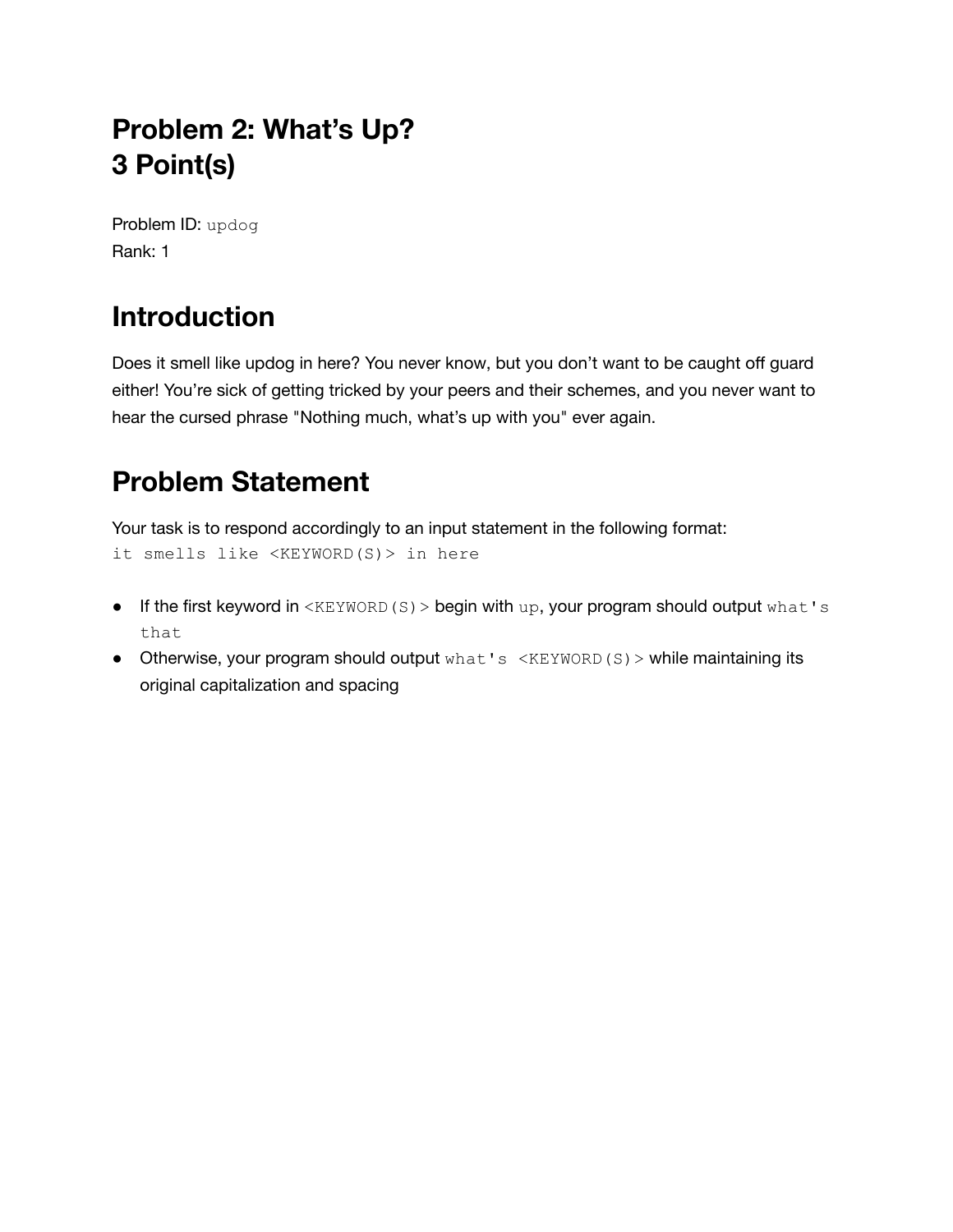# Problem 2: What's Up?
# 3 Point(s)

Problem ID: `updog`
Rank: 1

## Introduction

Does it smell like updog in here? You never know, but you don't want to be caught off guard either! You're sick of getting tricked by your peers and their schemes, and you never want to hear the cursed phrase "Nothing much, what's up with you" ever again.

## Problem Statement

Your task is to respond accordingly to an input statement in the following format:
`it smells like <KEYWORD(S)> in here`

- If the first keyword in `<KEYWORD(S)>` begin with `up`, your program should output `what's that`
- Otherwise, your program should output `what's <KEYWORD(S)>` while maintaining its original capitalization and spacing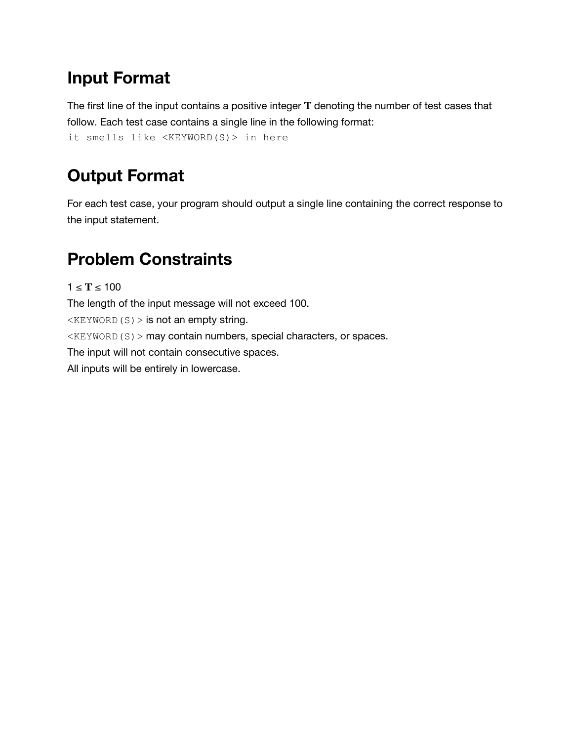## Input Format

The first line of the input contains a positive integer $\mathbf{T}$ denoting the number of test cases that follow. Each test case contains a single line in the following format:
`it smells like <KEYWORD(S)> in here`

## Output Format

For each test case, your program should output a single line containing the correct response to the input statement.

## Problem Constraints

$1 \le \mathbf{T} \le 100$
The length of the input message will not exceed 100.
`<KEYWORD(S)>` is not an empty string.
`<KEYWORD(S)>` may contain numbers, special characters, or spaces.
The input will not contain consecutive spaces.
All inputs will be entirely in lowercase.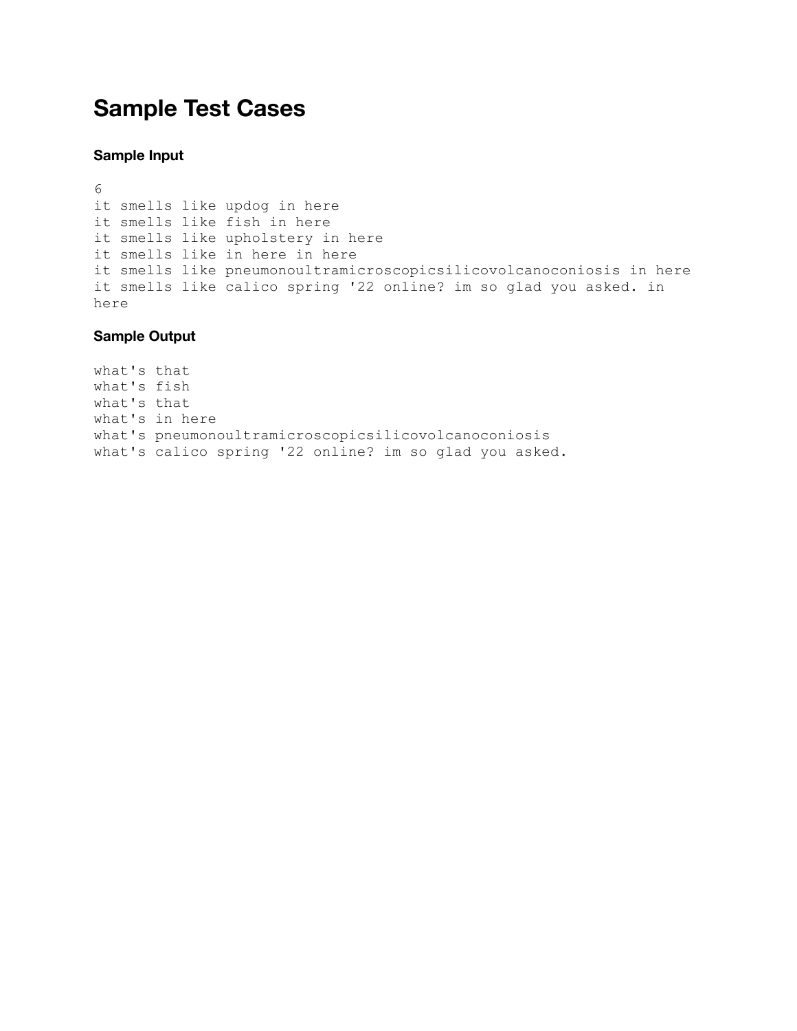# Sample Test Cases

### Sample Input

```
6
it smells like updog in here
it smells like fish in here
it smells like upholstery in here
it smells like in here in here
it smells like pneumonoultramicroscopicsilicovolcanoconiosis in here
it smells like calico spring '22 online? im so glad you asked. in
here
```

### Sample Output

```
what's that
what's fish
what's that
what's in here
what's pneumonoultramicroscopicsilicovolcanoconiosis
what's calico spring '22 online? im so glad you asked.
```